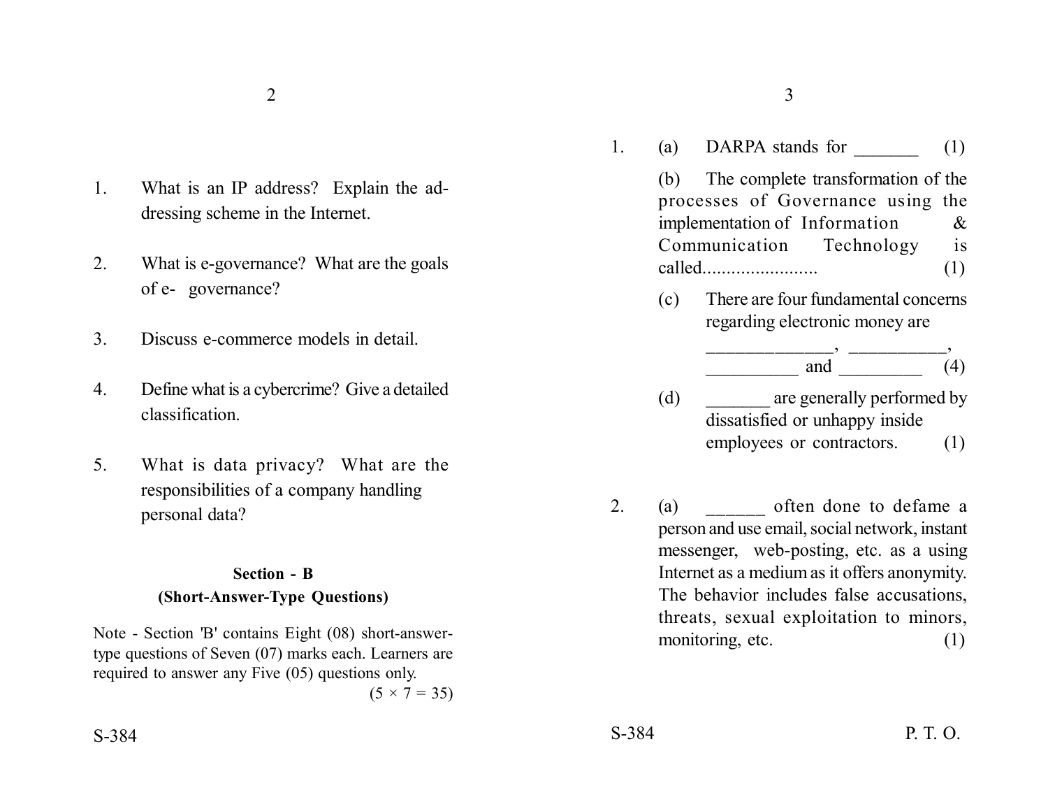1. What is an IP address? Explain the addressing scheme in the Internet.

2. What is e-governance? What are the goals of e- governance?

3. Discuss e-commerce models in detail.

4. Define what is a cybercrime? Give a detailed classification.

5. What is data privacy? What are the responsibilities of a company handling personal data?

**Section - B**

**(Short-Answer-Type Questions)**

Note - Section 'B' contains Eight (08) short-answer-type questions of Seven (07) marks each. Learners are required to answer any Five (05) questions only.

(5 × 7 = 35)

1. (a) DARPA stands for _______ (1)

   (b) The complete transformation of the processes of Governance using the implementation of Information & Communication Technology is called........................ (1)

   (c) There are four fundamental concerns regarding electronic money are ______________, ___________, __________ and _________ (4)

   (d) _______ are generally performed by dissatisfied or unhappy inside employees or contractors. (1)

2. (a) ______ often done to defame a person and use email, social network, instant messenger, web-posting, etc. as a using Internet as a medium as it offers anonymity. The behavior includes false accusations, threats, sexual exploitation to minors, monitoring, etc. (1)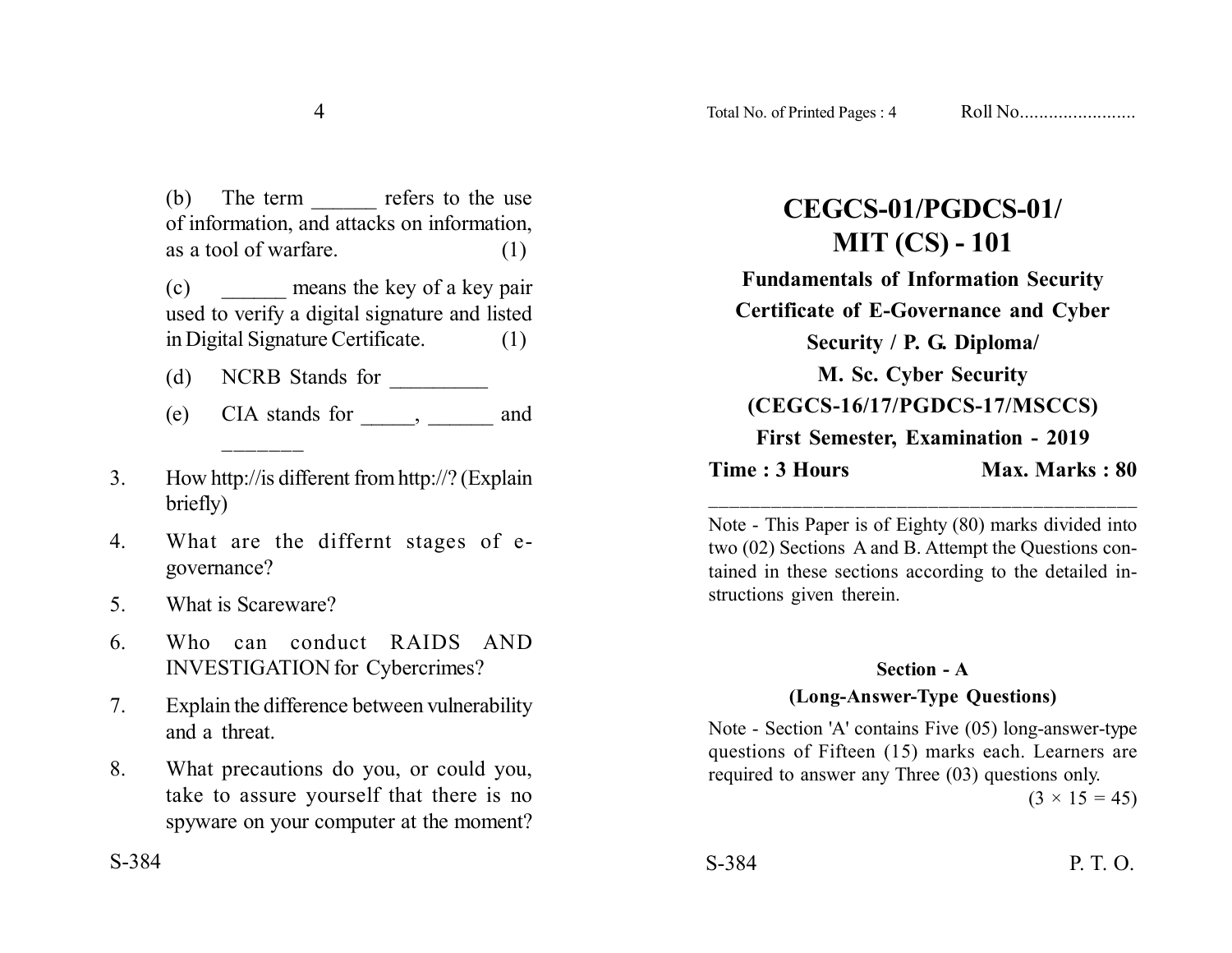(b) The term ______ refers to the use of information, and attacks on information, as a tool of warfare. (1)

(c) ______ means the key of a key pair used to verify a digital signature and listed in Digital Signature Certificate. (1)

(d) NCRB Stands for _________

(e) CIA stands for _____, ______ and _______

3. How http://is different from http://? (Explain briefly)

4. What are the differnt stages of e-governance?

5. What is Scareware?

6. Who can conduct RAIDS AND INVESTIGATION for Cybercrimes?

7. Explain the difference between vulnerability and a threat.

8. What precautions do you, or could you, take to assure yourself that there is no spyware on your computer at the moment?

S-384

# CEGCS-01/PGDCS-01/ MIT (CS) - 101

**Fundamentals of Information Security**

**Certificate of E-Governance and Cyber Security / P. G. Diploma/ M. Sc. Cyber Security (CEGCS-16/17/PGDCS-17/MSCCS)**

**First Semester, Examination - 2019**

**Time : 3 Hours** **Max. Marks : 80**

---

Note - This Paper is of Eighty (80) marks divided into two (02) Sections A and B. Attempt the Questions contained in these sections according to the detailed instructions given therein.

## Section - A

### (Long-Answer-Type Questions)

Note - Section 'A' contains Five (05) long-answer-type questions of Fifteen (15) marks each. Learners are required to answer any Three (03) questions only.

$(3 \times 15 = 45)$

S-384 P. T. O.